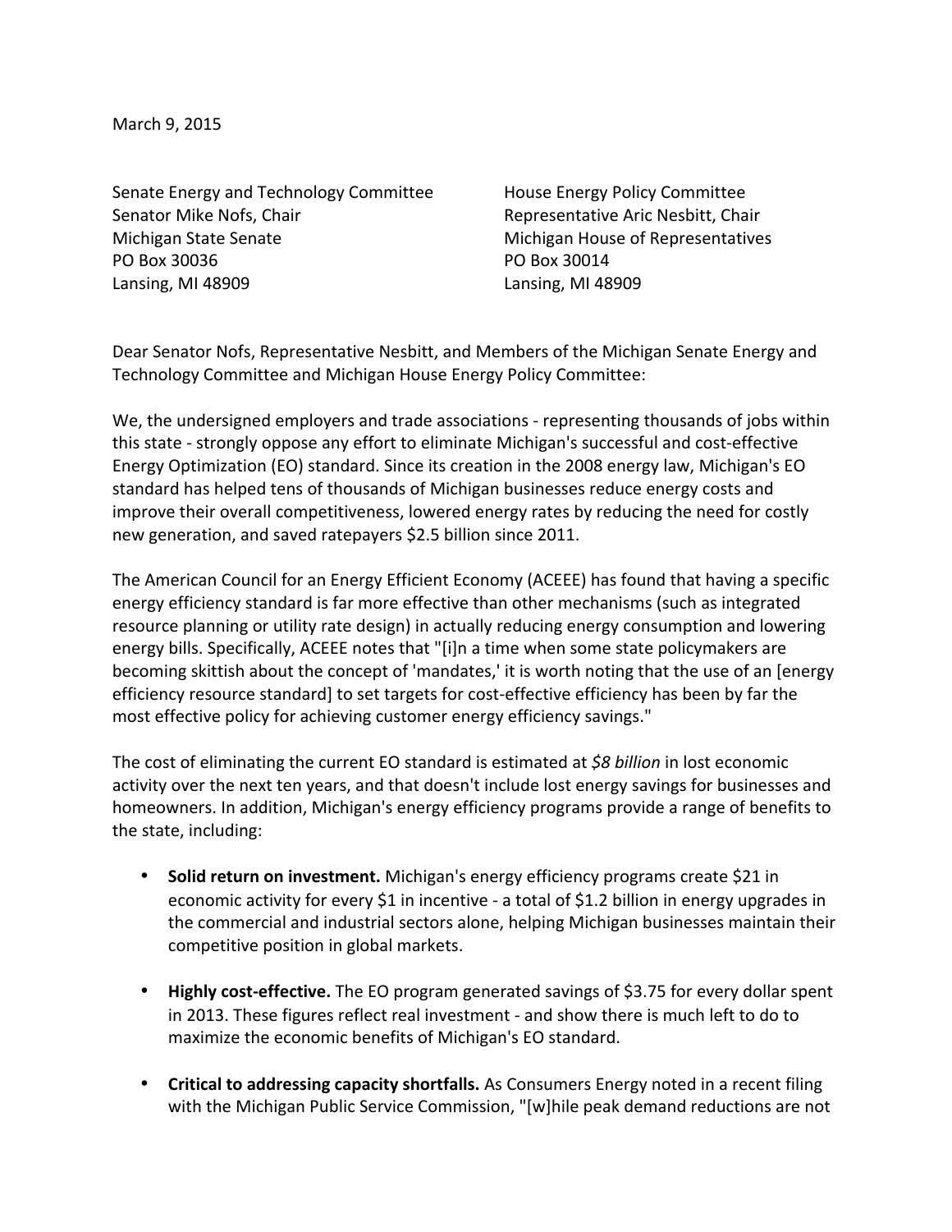March 9, 2015

Senate Energy and Technology Committee
Senator Mike Nofs, Chair
Michigan State Senate
PO Box 30036
Lansing, MI 48909

House Energy Policy Committee
Representative Aric Nesbitt, Chair
Michigan House of Representatives
PO Box 30014
Lansing, MI 48909

Dear Senator Nofs, Representative Nesbitt, and Members of the Michigan Senate Energy and Technology Committee and Michigan House Energy Policy Committee:

We, the undersigned employers and trade associations - representing thousands of jobs within this state - strongly oppose any effort to eliminate Michigan's successful and cost-effective Energy Optimization (EO) standard. Since its creation in the 2008 energy law, Michigan's EO standard has helped tens of thousands of Michigan businesses reduce energy costs and improve their overall competitiveness, lowered energy rates by reducing the need for costly new generation, and saved ratepayers $2.5 billion since 2011.

The American Council for an Energy Efficient Economy (ACEEE) has found that having a specific energy efficiency standard is far more effective than other mechanisms (such as integrated resource planning or utility rate design) in actually reducing energy consumption and lowering energy bills. Specifically, ACEEE notes that "[i]n a time when some state policymakers are becoming skittish about the concept of 'mandates,' it is worth noting that the use of an [energy efficiency resource standard] to set targets for cost-effective efficiency has been by far the most effective policy for achieving customer energy efficiency savings."

The cost of eliminating the current EO standard is estimated at *$8 billion* in lost economic activity over the next ten years, and that doesn't include lost energy savings for businesses and homeowners. In addition, Michigan's energy efficiency programs provide a range of benefits to the state, including:

- **Solid return on investment.** Michigan's energy efficiency programs create $21 in economic activity for every $1 in incentive - a total of $1.2 billion in energy upgrades in the commercial and industrial sectors alone, helping Michigan businesses maintain their competitive position in global markets.

- **Highly cost-effective.** The EO program generated savings of $3.75 for every dollar spent in 2013. These figures reflect real investment - and show there is much left to do to maximize the economic benefits of Michigan's EO standard.

- **Critical to addressing capacity shortfalls.** As Consumers Energy noted in a recent filing with the Michigan Public Service Commission, "[w]hile peak demand reductions are not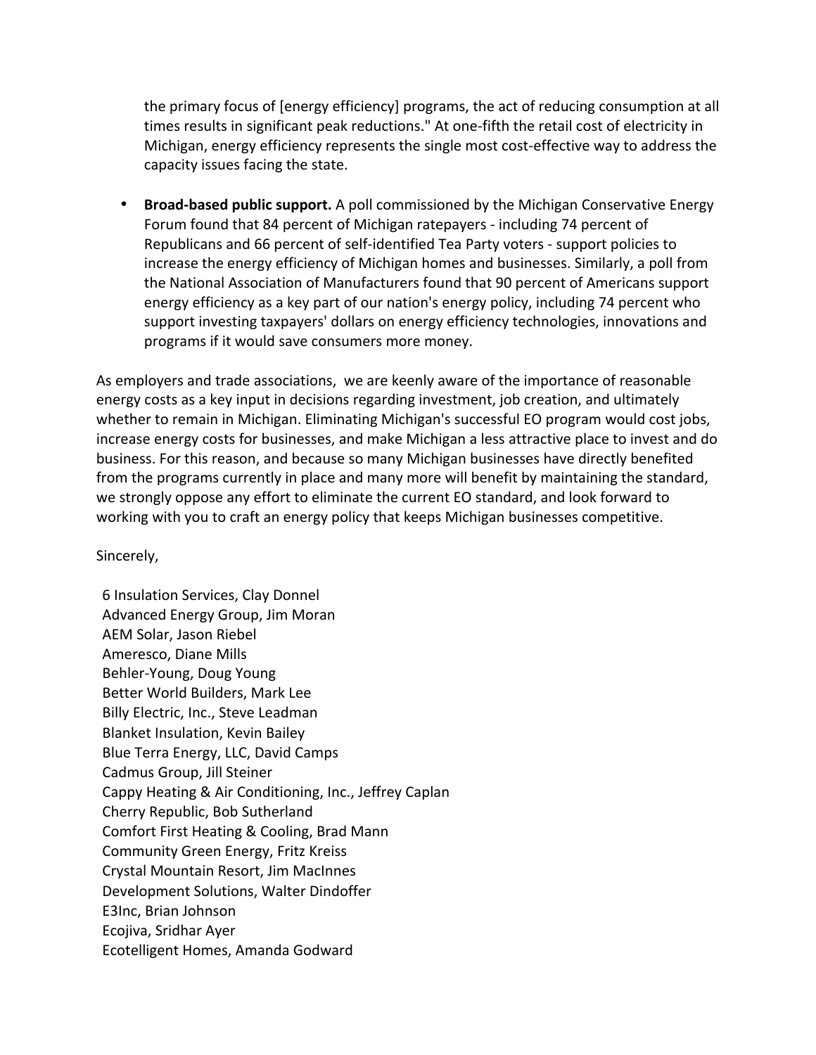the primary focus of [energy efficiency] programs, the act of reducing consumption at all times results in significant peak reductions." At one-fifth the retail cost of electricity in Michigan, energy efficiency represents the single most cost-effective way to address the capacity issues facing the state.

- **Broad-based public support.** A poll commissioned by the Michigan Conservative Energy Forum found that 84 percent of Michigan ratepayers - including 74 percent of Republicans and 66 percent of self-identified Tea Party voters - support policies to increase the energy efficiency of Michigan homes and businesses. Similarly, a poll from the National Association of Manufacturers found that 90 percent of Americans support energy efficiency as a key part of our nation's energy policy, including 74 percent who support investing taxpayers' dollars on energy efficiency technologies, innovations and programs if it would save consumers more money.

As employers and trade associations, we are keenly aware of the importance of reasonable energy costs as a key input in decisions regarding investment, job creation, and ultimately whether to remain in Michigan. Eliminating Michigan's successful EO program would cost jobs, increase energy costs for businesses, and make Michigan a less attractive place to invest and do business. For this reason, and because so many Michigan businesses have directly benefited from the programs currently in place and many more will benefit by maintaining the standard, we strongly oppose any effort to eliminate the current EO standard, and look forward to working with you to craft an energy policy that keeps Michigan businesses competitive.

Sincerely,

6 Insulation Services, Clay Donnel
Advanced Energy Group, Jim Moran
AEM Solar, Jason Riebel
Ameresco, Diane Mills
Behler-Young, Doug Young
Better World Builders, Mark Lee
Billy Electric, Inc., Steve Leadman
Blanket Insulation, Kevin Bailey
Blue Terra Energy, LLC, David Camps
Cadmus Group, Jill Steiner
Cappy Heating & Air Conditioning, Inc., Jeffrey Caplan
Cherry Republic, Bob Sutherland
Comfort First Heating & Cooling, Brad Mann
Community Green Energy, Fritz Kreiss
Crystal Mountain Resort, Jim MacInnes
Development Solutions, Walter Dindoffer
E3Inc, Brian Johnson
Ecojiva, Sridhar Ayer
Ecotelligent Homes, Amanda Godward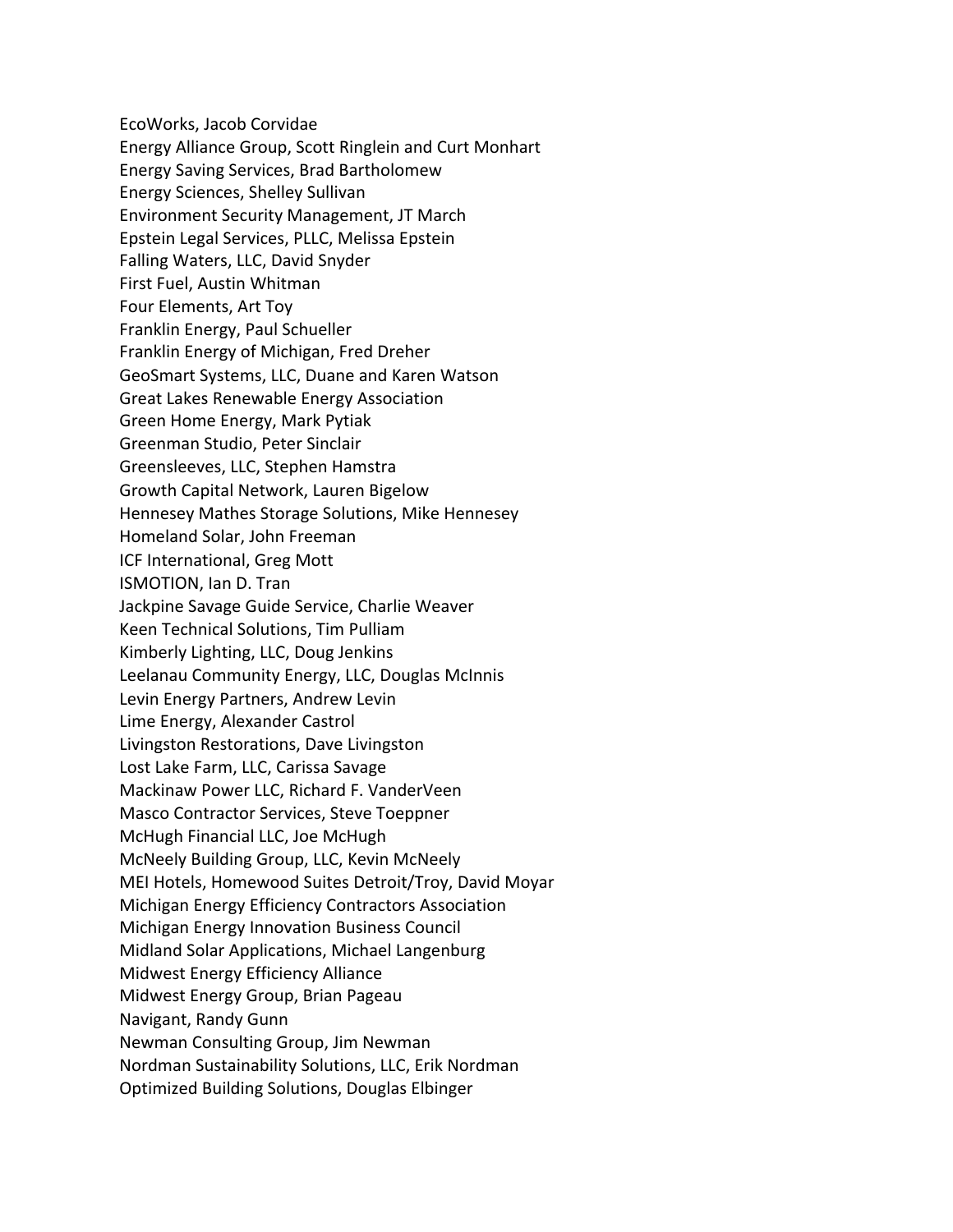EcoWorks, Jacob Corvidae
Energy Alliance Group, Scott Ringlein and Curt Monhart
Energy Saving Services, Brad Bartholomew
Energy Sciences, Shelley Sullivan
Environment Security Management, JT March
Epstein Legal Services, PLLC, Melissa Epstein
Falling Waters, LLC, David Snyder
First Fuel, Austin Whitman
Four Elements, Art Toy
Franklin Energy, Paul Schueller
Franklin Energy of Michigan, Fred Dreher
GeoSmart Systems, LLC, Duane and Karen Watson
Great Lakes Renewable Energy Association
Green Home Energy, Mark Pytiak
Greenman Studio, Peter Sinclair
Greensleeves, LLC, Stephen Hamstra
Growth Capital Network, Lauren Bigelow
Hennesey Mathes Storage Solutions, Mike Hennesey
Homeland Solar, John Freeman
ICF International, Greg Mott
ISMOTION, Ian D. Tran
Jackpine Savage Guide Service, Charlie Weaver
Keen Technical Solutions, Tim Pulliam
Kimberly Lighting, LLC, Doug Jenkins
Leelanau Community Energy, LLC, Douglas McInnis
Levin Energy Partners, Andrew Levin
Lime Energy, Alexander Castrol
Livingston Restorations, Dave Livingston
Lost Lake Farm, LLC, Carissa Savage
Mackinaw Power LLC, Richard F. VanderVeen
Masco Contractor Services, Steve Toeppner
McHugh Financial LLC, Joe McHugh
McNeely Building Group, LLC, Kevin McNeely
MEI Hotels, Homewood Suites Detroit/Troy, David Moyar
Michigan Energy Efficiency Contractors Association
Michigan Energy Innovation Business Council
Midland Solar Applications, Michael Langenburg
Midwest Energy Efficiency Alliance
Midwest Energy Group, Brian Pageau
Navigant, Randy Gunn
Newman Consulting Group, Jim Newman
Nordman Sustainability Solutions, LLC, Erik Nordman
Optimized Building Solutions, Douglas Elbinger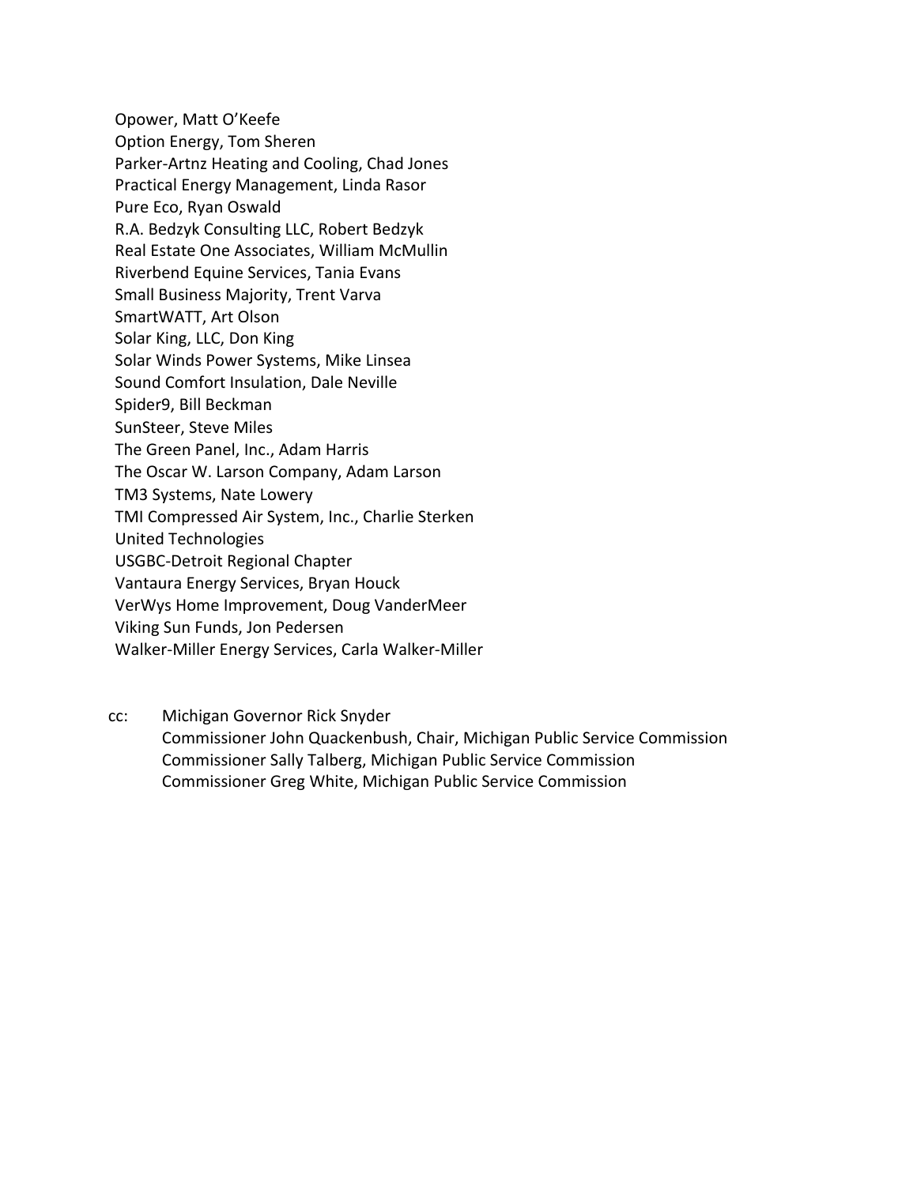Opower, Matt O'Keefe
Option Energy, Tom Sheren
Parker-Artnz Heating and Cooling, Chad Jones
Practical Energy Management, Linda Rasor
Pure Eco, Ryan Oswald
R.A. Bedzyk Consulting LLC, Robert Bedzyk
Real Estate One Associates, William McMullin
Riverbend Equine Services, Tania Evans
Small Business Majority, Trent Varva
SmartWATT, Art Olson
Solar King, LLC, Don King
Solar Winds Power Systems, Mike Linsea
Sound Comfort Insulation, Dale Neville
Spider9, Bill Beckman
SunSteer, Steve Miles
The Green Panel, Inc., Adam Harris
The Oscar W. Larson Company, Adam Larson
TM3 Systems, Nate Lowery
TMI Compressed Air System, Inc., Charlie Sterken
United Technologies
USGBC-Detroit Regional Chapter
Vantaura Energy Services, Bryan Houck
VerWys Home Improvement, Doug VanderMeer
Viking Sun Funds, Jon Pedersen
Walker-Miller Energy Services, Carla Walker-Miller

cc: Michigan Governor Rick Snyder
Commissioner John Quackenbush, Chair, Michigan Public Service Commission
Commissioner Sally Talberg, Michigan Public Service Commission
Commissioner Greg White, Michigan Public Service Commission